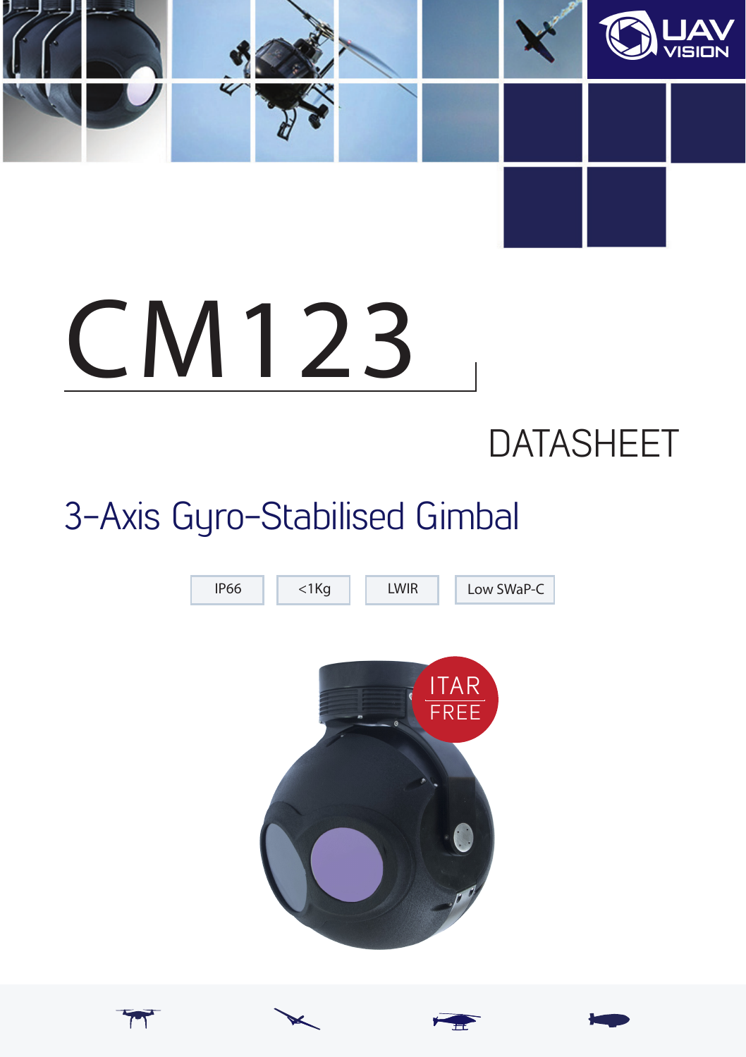UAV VISION

# CM123

DATASHEET

## 3-Axis Gyro-Stabilised Gimbal

IP66 | <1Kg | LWIR | Low SWaP-C

ITAR FREE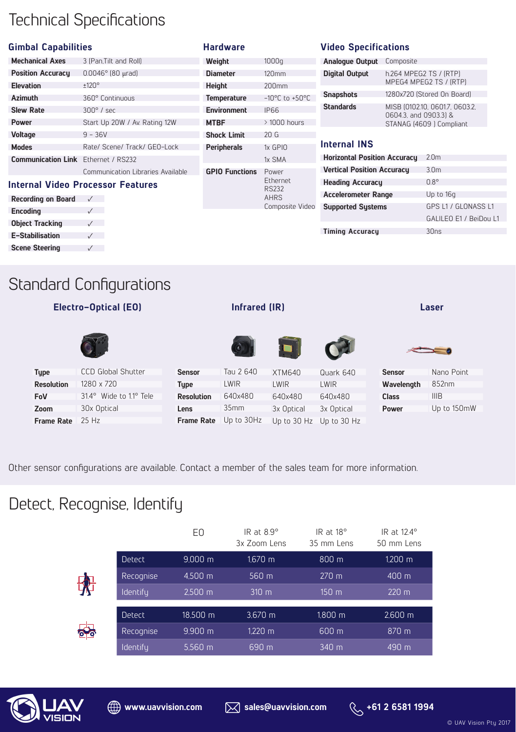# Technical Specifications

### Gimbal Capabilities

| | |
|---|---|
| **Mechanical Axes** | 3 (Pan,Tilt and Roll) |
| **Position Accuracy** | 0.0046° (80 μrad) |
| **Elevation** | ±120° |
| **Azimuth** | 360° Continuous |
| **Slew Rate** | 300° / sec |
| **Power** | Start Up 20W / Av. Rating 12W |
| **Voltage** | 9 - 36V |
| **Modes** | Rate/ Scene/ Track/ GEO-Lock |
| **Communication Link** | Ethernet / RS232 |
| | Communication Libraries Available |

### Internal Video Processor Features

| | |
|---|---|
| **Recording on Board** | ✓ |
| **Encoding** | ✓ |
| **Object Tracking** | ✓ |
| **E-Stabilisation** | ✓ |
| **Scene Steering** | ✓ |

### Hardware

| | |
|---|---|
| **Weight** | 1000g |
| **Diameter** | 120mm |
| **Height** | 200mm |
| **Temperature** | -10°C to +50°C |
| **Environment** | IP66 |
| **MTBF** | > 1000 hours |
| **Shock Limit** | 20 G |
| **Peripherals** | 1x GPIO |
| | 1x SMA |
| **GPIO Functions** | Power<br>Ethernet<br>RS232<br>AHRS<br>Composite Video |

### Video Specifications

| | |
|---|---|
| **Analogue Output** | Composite |
| **Digital Output** | h.264 MPEG2 TS / (RTP)<br>MPEG4 MPEG2 TS / (RTP) |
| **Snapshots** | 1280x720 (Stored On Board) |
| **Standards** | MISB (0102.10, 0601.7, 0603.2, 0604.3, and 0903.3) & STANAG (4609 ) Compliant |

### Internal INS

| | |
|---|---|
| **Horizontal Position Accuracy** | 2.0m |
| **Vertical Position Accuracy** | 3.0m |
| **Heading Accuracy** | 0.8° |
| **Accelerometer Range** | Up to 16g |
| **Supported Systems** | GPS L1 / GLONASS L1 |
| | GALILEO E1 / BeiDou L1 |
| **Timing Accuracy** | 30ns |

# Standard Configurations

### Electro-Optical (EO)

| | |
|---|---|
| **Type** | CCD Global Shutter |
| **Resolution** | 1280 x 720 |
| **FoV** | 31.4° Wide to 1.1° Tele |
| **Zoom** | 30x Optical |
| **Frame Rate** | 25 Hz |

### Infrared (IR)

| | | | |
|---|---|---|---|
| **Sensor** | Tau 2 640 | XTM640 | Quark 640 |
| **Type** | LWIR | LWIR | LWIR |
| **Resolution** | 640x480 | 640x480 | 640x480 |
| **Lens** | 35mm | 3x Optical | 3x Optical |
| **Frame Rate** | Up to 30Hz | Up to 30 Hz | Up to 30 Hz |

### Laser

| | |
|---|---|
| **Sensor** | Nano Point |
| **Wavelength** | 852nm |
| **Class** | IIIB |
| **Power** | Up to 150mW |

Other sensor configurations are available. Contact a member of the sales team for more information.

# Detect, Recognise, Identify

| | | EO | IR at 8.9° 3x Zoom Lens | IR at 18° 35 mm Lens | IR at 12.4° 50 mm Lens |
|---|---|---|---|---|---|
| Person | Detect | 9,000 m | 1,670 m | 800 m | 1,200 m |
| | Recognise | 4,500 m | 560 m | 270 m | 400 m |
| | Identify | 2,500 m | 310 m | 150 m | 220 m |
| Vehicle | Detect | 18,500 m | 3,670 m | 1,800 m | 2,600 m |
| | Recognise | 9,900 m | 1,220 m | 600 m | 870 m |
| | Identify | 5,560 m | 690 m | 340 m | 490 m |

UAV VISION

www.uavvision.com | sales@uavvision.com | +61 2 6581 1994

© UAV Vision Pty 2017